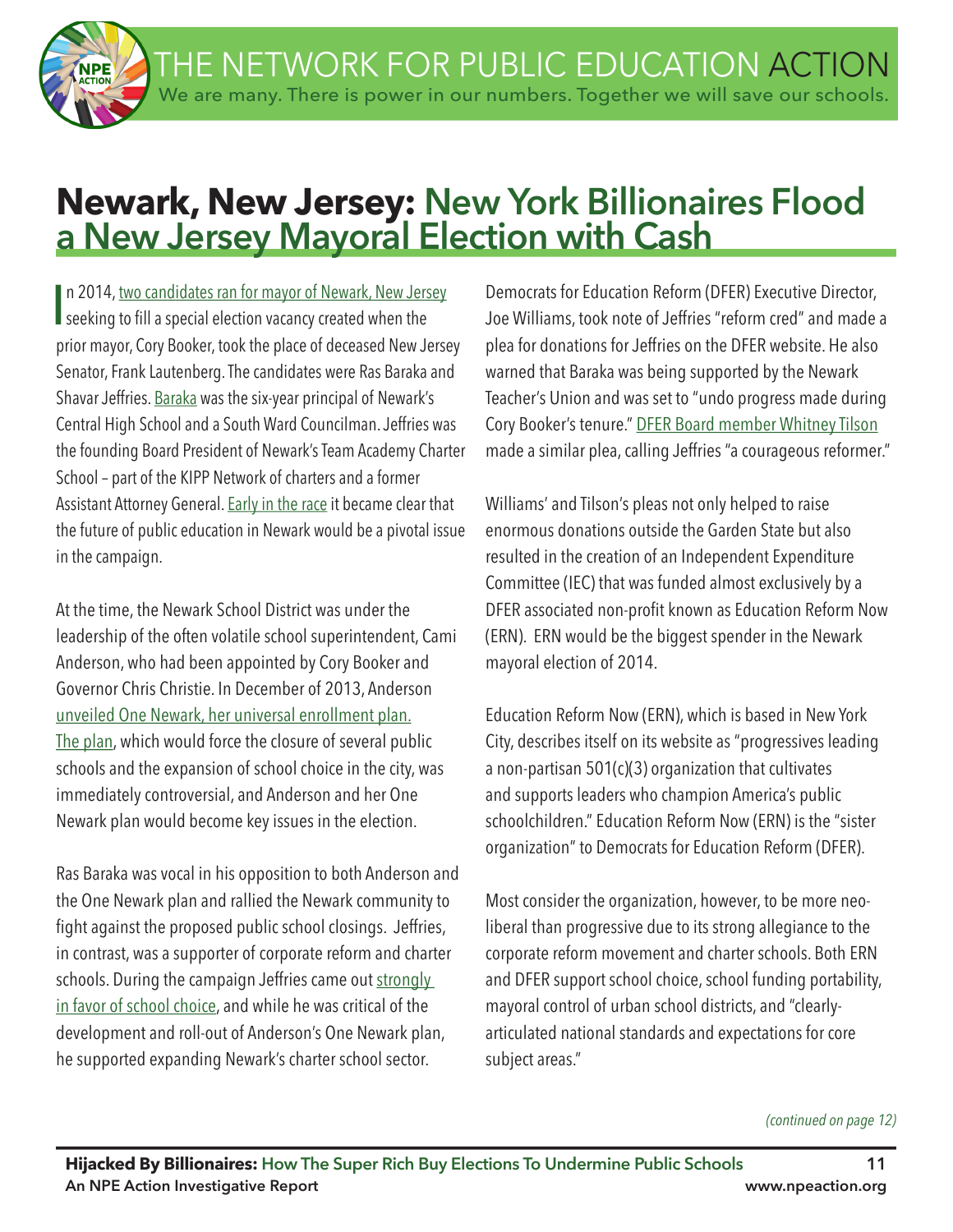# Newark, New Jersey: New York Billionaires Flood a New Jersey Mayoral Election with Cash

In 2014, two candidates ran for mayor of Newark, New Jersey seeking to fill a special election vacancy created when the prior mayor, Cory Booker, took the place of deceased New Jersey Senator, Frank Lautenberg. The candidates were Ras Baraka and Shavar Jeffries. Baraka was the six-year principal of Newark's Central High School and a South Ward Councilman. Jeffries was the founding Board President of Newark's Team Academy Charter School – part of the KIPP Network of charters and a former Assistant Attorney General. Early in the race it became clear that the future of public education in Newark would be a pivotal issue in the campaign.

At the time, the Newark School District was under the leadership of the often volatile school superintendent, Cami Anderson, who had been appointed by Cory Booker and Governor Chris Christie. In December of 2013, Anderson unveiled One Newark, her universal enrollment plan. The plan, which would force the closure of several public schools and the expansion of school choice in the city, was immediately controversial, and Anderson and her One Newark plan would become key issues in the election.

Ras Baraka was vocal in his opposition to both Anderson and the One Newark plan and rallied the Newark community to fight against the proposed public school closings. Jeffries, in contrast, was a supporter of corporate reform and charter schools. During the campaign Jeffries came out strongly in favor of school choice, and while he was critical of the development and roll-out of Anderson's One Newark plan, he supported expanding Newark's charter school sector.

Democrats for Education Reform (DFER) Executive Director, Joe Williams, took note of Jeffries "reform cred" and made a plea for donations for Jeffries on the DFER website. He also warned that Baraka was being supported by the Newark Teacher's Union and was set to "undo progress made during Cory Booker's tenure." DFER Board member Whitney Tilson made a similar plea, calling Jeffries "a courageous reformer."

Williams' and Tilson's pleas not only helped to raise enormous donations outside the Garden State but also resulted in the creation of an Independent Expenditure Committee (IEC) that was funded almost exclusively by a DFER associated non-profit known as Education Reform Now (ERN). ERN would be the biggest spender in the Newark mayoral election of 2014.

Education Reform Now (ERN), which is based in New York City, describes itself on its website as "progressives leading a non-partisan 501(c)(3) organization that cultivates and supports leaders who champion America's public schoolchildren." Education Reform Now (ERN) is the "sister organization" to Democrats for Education Reform (DFER).

Most consider the organization, however, to be more neo-liberal than progressive due to its strong allegiance to the corporate reform movement and charter schools. Both ERN and DFER support school choice, school funding portability, mayoral control of urban school districts, and "clearly-articulated national standards and expectations for core subject areas."

*(continued on page 12)*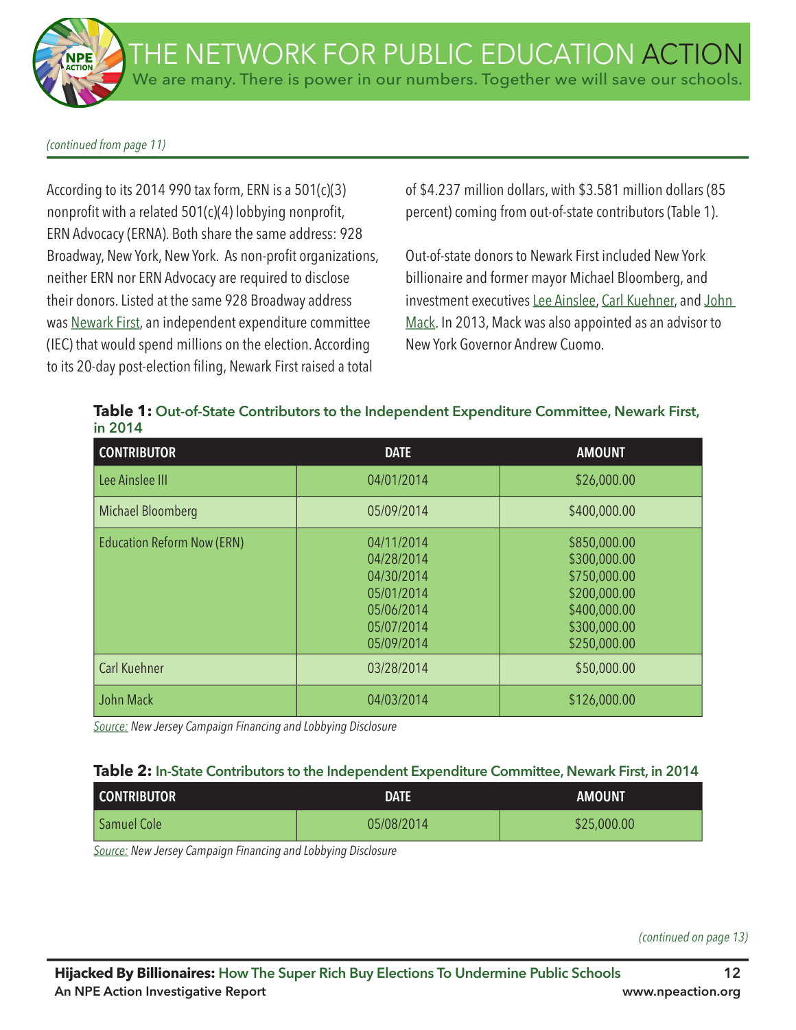*(continued from page 11)*

According to its 2014 990 tax form, ERN is a 501(c)(3) nonprofit with a related 501(c)(4) lobbying nonprofit, ERN Advocacy (ERNA). Both share the same address: 928 Broadway, New York, New York. As non-profit organizations, neither ERN nor ERN Advocacy are required to disclose their donors. Listed at the same 928 Broadway address was Newark First, an independent expenditure committee (IEC) that would spend millions on the election. According to its 20-day post-election filing, Newark First raised a total of $4.237 million dollars, with $3.581 million dollars (85 percent) coming from out-of-state contributors (Table 1).

Out-of-state donors to Newark First included New York billionaire and former mayor Michael Bloomberg, and investment executives Lee Ainslee, Carl Kuehner, and John Mack. In 2013, Mack was also appointed as an advisor to New York Governor Andrew Cuomo.

**Table 1:** Out-of-State Contributors to the Independent Expenditure Committee, Newark First, in 2014

| CONTRIBUTOR | DATE | AMOUNT |
|---|---|---|
| Lee Ainslee III | 04/01/2014 | $26,000.00 |
| Michael Bloomberg | 05/09/2014 | $400,000.00 |
| Education Reform Now (ERN) | 04/11/2014<br>04/28/2014<br>04/30/2014<br>05/01/2014<br>05/06/2014<br>05/07/2014<br>05/09/2014 | $850,000.00<br>$300,000.00<br>$750,000.00<br>$200,000.00<br>$400,000.00<br>$300,000.00<br>$250,000.00 |
| Carl Kuehner | 03/28/2014 | $50,000.00 |
| John Mack | 04/03/2014 | $126,000.00 |

*Source: New Jersey Campaign Financing and Lobbying Disclosure*

**Table 2:** In-State Contributors to the Independent Expenditure Committee, Newark First, in 2014

| CONTRIBUTOR | DATE | AMOUNT |
|---|---|---|
| Samuel Cole | 05/08/2014 | $25,000.00 |

*Source: New Jersey Campaign Financing and Lobbying Disclosure*

*(continued on page 13)*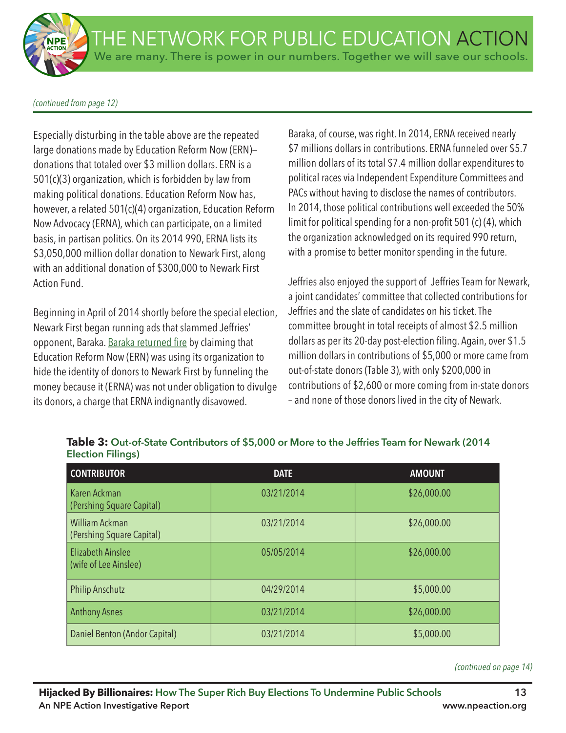*(continued from page 12)*

Especially disturbing in the table above are the repeated large donations made by Education Reform Now (ERN)–donations that totaled over $3 million dollars. ERN is a 501(c)(3) organization, which is forbidden by law from making political donations. Education Reform Now has, however, a related 501(c)(4) organization, Education Reform Now Advocacy (ERNA), which can participate, on a limited basis, in partisan politics. On its 2014 990, ERNA lists its $3,050,000 million dollar donation to Newark First, along with an additional donation of $300,000 to Newark First Action Fund.

Beginning in April of 2014 shortly before the special election, Newark First began running ads that slammed Jeffries' opponent, Baraka. Baraka returned fire by claiming that Education Reform Now (ERN) was using its organization to hide the identity of donors to Newark First by funneling the money because it (ERNA) was not under obligation to divulge its donors, a charge that ERNA indignantly disavowed.

Baraka, of course, was right. In 2014, ERNA received nearly $7 millions dollars in contributions. ERNA funneled over $5.7 million dollars of its total $7.4 million dollar expenditures to political races via Independent Expenditure Committees and PACs without having to disclose the names of contributors. In 2014, those political contributions well exceeded the 50% limit for political spending for a non-profit 501 (c) (4), which the organization acknowledged on its required 990 return, with a promise to better monitor spending in the future.

Jeffries also enjoyed the support of Jeffries Team for Newark, a joint candidates' committee that collected contributions for Jeffries and the slate of candidates on his ticket. The committee brought in total receipts of almost $2.5 million dollars as per its 20-day post-election filing. Again, over $1.5 million dollars in contributions of $5,000 or more came from out-of-state donors (Table 3), with only $200,000 in contributions of $2,600 or more coming from in-state donors – and none of those donors lived in the city of Newark.

**Table 3: Out-of-State Contributors of $5,000 or More to the Jeffries Team for Newark (2014 Election Filings)**

| CONTRIBUTOR | DATE | AMOUNT |
|---|---|---|
| Karen Ackman (Pershing Square Capital) | 03/21/2014 | $26,000.00 |
| William Ackman (Pershing Square Capital) | 03/21/2014 | $26,000.00 |
| Elizabeth Ainslee (wife of Lee Ainslee) | 05/05/2014 | $26,000.00 |
| Philip Anschutz | 04/29/2014 | $5,000.00 |
| Anthony Asnes | 03/21/2014 | $26,000.00 |
| Daniel Benton (Andor Capital) | 03/21/2014 | $5,000.00 |

*(continued on page 14)*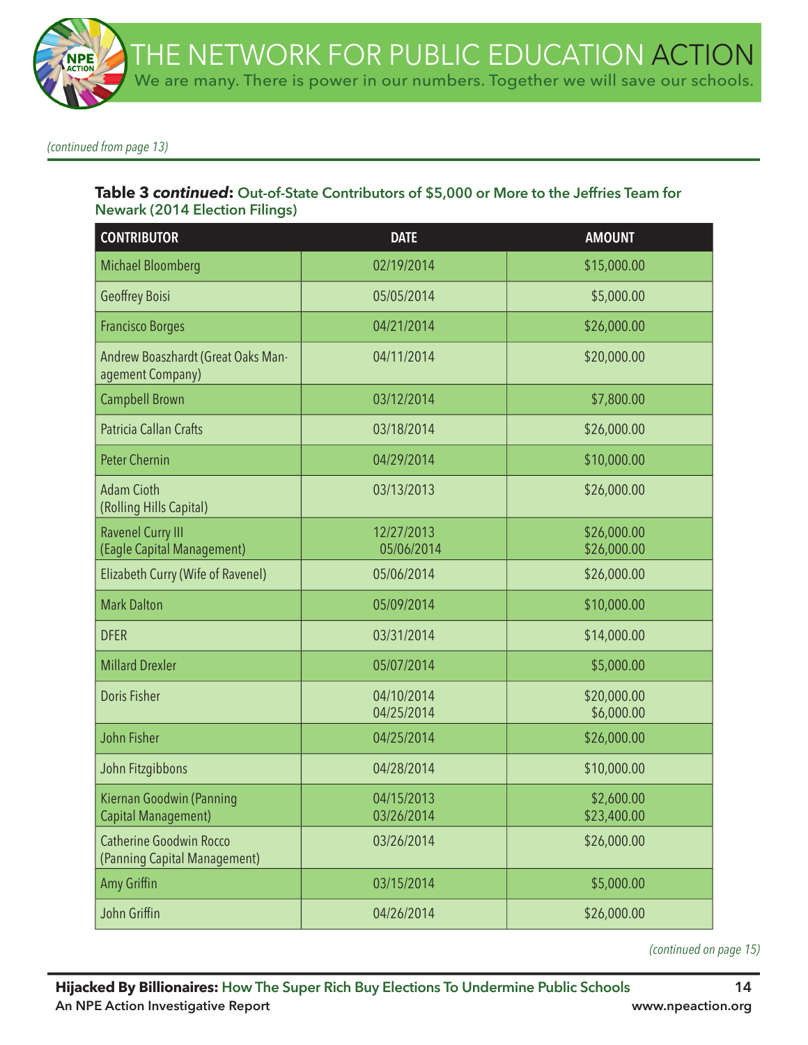*(continued from page 13)*

**Table 3 *continued*: Out-of-State Contributors of $5,000 or More to the Jeffries Team for Newark (2014 Election Filings)**

| CONTRIBUTOR | DATE | AMOUNT |
|---|---|---|
| Michael Bloomberg | 02/19/2014 | $15,000.00 |
| Geoffrey Boisi | 05/05/2014 | $5,000.00 |
| Francisco Borges | 04/21/2014 | $26,000.00 |
| Andrew Boaszhardt (Great Oaks Management Company) | 04/11/2014 | $20,000.00 |
| Campbell Brown | 03/12/2014 | $7,800.00 |
| Patricia Callan Crafts | 03/18/2014 | $26,000.00 |
| Peter Chernin | 04/29/2014 | $10,000.00 |
| Adam Cioth (Rolling Hills Capital) | 03/13/2013 | $26,000.00 |
| Ravenel Curry III (Eagle Capital Management) | 12/27/2013<br>05/06/2014 | $26,000.00<br>$26,000.00 |
| Elizabeth Curry (Wife of Ravenel) | 05/06/2014 | $26,000.00 |
| Mark Dalton | 05/09/2014 | $10,000.00 |
| DFER | 03/31/2014 | $14,000.00 |
| Millard Drexler | 05/07/2014 | $5,000.00 |
| Doris Fisher | 04/10/2014<br>04/25/2014 | $20,000.00<br>$6,000.00 |
| John Fisher | 04/25/2014 | $26,000.00 |
| John Fitzgibbons | 04/28/2014 | $10,000.00 |
| Kiernan Goodwin (Panning Capital Management) | 04/15/2013<br>03/26/2014 | $2,600.00<br>$23,400.00 |
| Catherine Goodwin Rocco (Panning Capital Management) | 03/26/2014 | $26,000.00 |
| Amy Griffin | 03/15/2014 | $5,000.00 |
| John Griffin | 04/26/2014 | $26,000.00 |

*(continued on page 15)*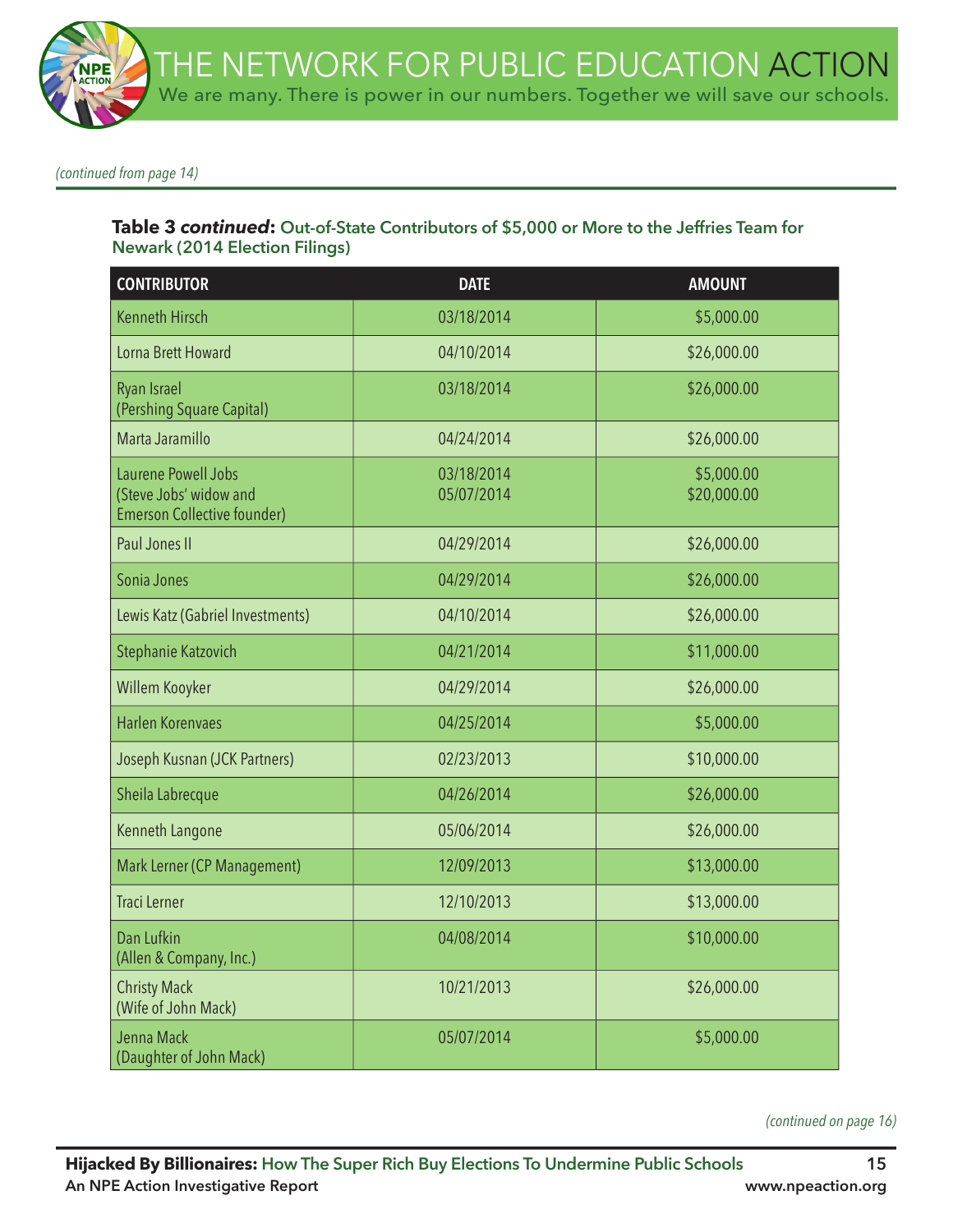*(continued from page 14)*

**Table 3 *continued*: Out-of-State Contributors of $5,000 or More to the Jeffries Team for Newark (2014 Election Filings)**

| CONTRIBUTOR | DATE | AMOUNT |
|---|---|---|
| Kenneth Hirsch | 03/18/2014 | $5,000.00 |
| Lorna Brett Howard | 04/10/2014 | $26,000.00 |
| Ryan Israel (Pershing Square Capital) | 03/18/2014 | $26,000.00 |
| Marta Jaramillo | 04/24/2014 | $26,000.00 |
| Laurene Powell Jobs (Steve Jobs' widow and Emerson Collective founder) | 03/18/2014<br>05/07/2014 | $5,000.00<br>$20,000.00 |
| Paul Jones II | 04/29/2014 | $26,000.00 |
| Sonia Jones | 04/29/2014 | $26,000.00 |
| Lewis Katz (Gabriel Investments) | 04/10/2014 | $26,000.00 |
| Stephanie Katzovich | 04/21/2014 | $11,000.00 |
| Willem Kooyker | 04/29/2014 | $26,000.00 |
| Harlen Korenvaes | 04/25/2014 | $5,000.00 |
| Joseph Kusnan (JCK Partners) | 02/23/2013 | $10,000.00 |
| Sheila Labrecque | 04/26/2014 | $26,000.00 |
| Kenneth Langone | 05/06/2014 | $26,000.00 |
| Mark Lerner (CP Management) | 12/09/2013 | $13,000.00 |
| Traci Lerner | 12/10/2013 | $13,000.00 |
| Dan Lufkin (Allen & Company, Inc.) | 04/08/2014 | $10,000.00 |
| Christy Mack (Wife of John Mack) | 10/21/2013 | $26,000.00 |
| Jenna Mack (Daughter of John Mack) | 05/07/2014 | $5,000.00 |

*(continued on page 16)*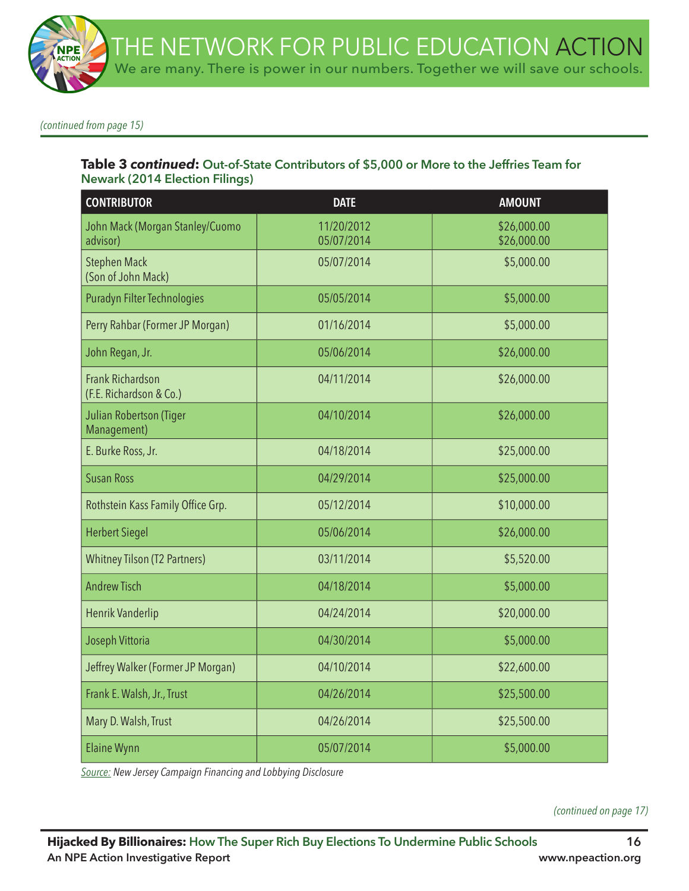*(continued from page 15)*

**Table 3 *continued*: Out-of-State Contributors of $5,000 or More to the Jeffries Team for Newark (2014 Election Filings)**

| CONTRIBUTOR | DATE | AMOUNT |
|---|---|---|
| John Mack (Morgan Stanley/Cuomo advisor) | 11/20/2012<br>05/07/2014 | $26,000.00<br>$26,000.00 |
| Stephen Mack (Son of John Mack) | 05/07/2014 | $5,000.00 |
| Puradyn Filter Technologies | 05/05/2014 | $5,000.00 |
| Perry Rahbar (Former JP Morgan) | 01/16/2014 | $5,000.00 |
| John Regan, Jr. | 05/06/2014 | $26,000.00 |
| Frank Richardson (F.E. Richardson & Co.) | 04/11/2014 | $26,000.00 |
| Julian Robertson (Tiger Management) | 04/10/2014 | $26,000.00 |
| E. Burke Ross, Jr. | 04/18/2014 | $25,000.00 |
| Susan Ross | 04/29/2014 | $25,000.00 |
| Rothstein Kass Family Office Grp. | 05/12/2014 | $10,000.00 |
| Herbert Siegel | 05/06/2014 | $26,000.00 |
| Whitney Tilson (T2 Partners) | 03/11/2014 | $5,520.00 |
| Andrew Tisch | 04/18/2014 | $5,000.00 |
| Henrik Vanderlip | 04/24/2014 | $20,000.00 |
| Joseph Vittoria | 04/30/2014 | $5,000.00 |
| Jeffrey Walker (Former JP Morgan) | 04/10/2014 | $22,600.00 |
| Frank E. Walsh, Jr., Trust | 04/26/2014 | $25,500.00 |
| Mary D. Walsh, Trust | 04/26/2014 | $25,500.00 |
| Elaine Wynn | 05/07/2014 | $5,000.00 |

*Source: New Jersey Campaign Financing and Lobbying Disclosure*

*(continued on page 17)*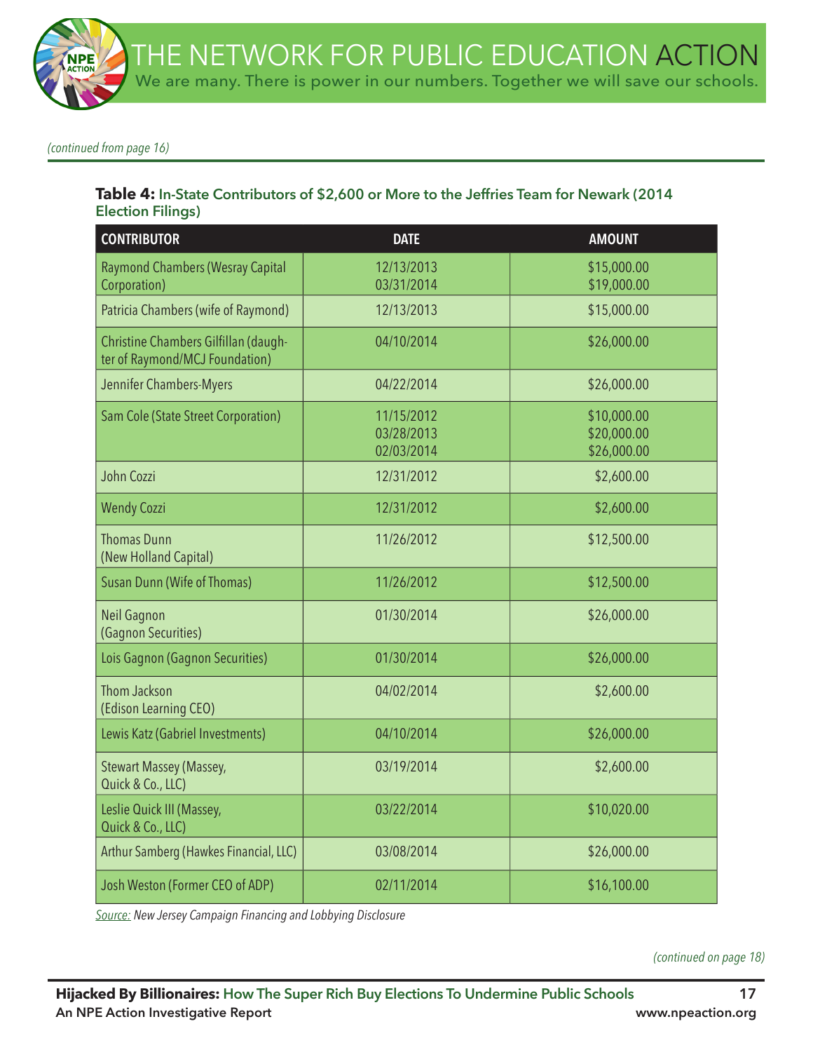*(continued from page 16)*

**Table 4: In-State Contributors of $2,600 or More to the Jeffries Team for Newark (2014 Election Filings)**

| CONTRIBUTOR | DATE | AMOUNT |
|---|---|---|
| Raymond Chambers (Wesray Capital Corporation) | 12/13/2013<br>03/31/2014 | $15,000.00<br>$19,000.00 |
| Patricia Chambers (wife of Raymond) | 12/13/2013 | $15,000.00 |
| Christine Chambers Gilfillan (daughter of Raymond/MCJ Foundation) | 04/10/2014 | $26,000.00 |
| Jennifer Chambers-Myers | 04/22/2014 | $26,000.00 |
| Sam Cole (State Street Corporation) | 11/15/2012<br>03/28/2013<br>02/03/2014 | $10,000.00<br>$20,000.00<br>$26,000.00 |
| John Cozzi | 12/31/2012 | $2,600.00 |
| Wendy Cozzi | 12/31/2012 | $2,600.00 |
| Thomas Dunn (New Holland Capital) | 11/26/2012 | $12,500.00 |
| Susan Dunn (Wife of Thomas) | 11/26/2012 | $12,500.00 |
| Neil Gagnon (Gagnon Securities) | 01/30/2014 | $26,000.00 |
| Lois Gagnon (Gagnon Securities) | 01/30/2014 | $26,000.00 |
| Thom Jackson (Edison Learning CEO) | 04/02/2014 | $2,600.00 |
| Lewis Katz (Gabriel Investments) | 04/10/2014 | $26,000.00 |
| Stewart Massey (Massey, Quick & Co., LLC) | 03/19/2014 | $2,600.00 |
| Leslie Quick III (Massey, Quick & Co., LLC) | 03/22/2014 | $10,020.00 |
| Arthur Samberg (Hawkes Financial, LLC) | 03/08/2014 | $26,000.00 |
| Josh Weston (Former CEO of ADP) | 02/11/2014 | $16,100.00 |

*Source: New Jersey Campaign Financing and Lobbying Disclosure*

*(continued on page 18)*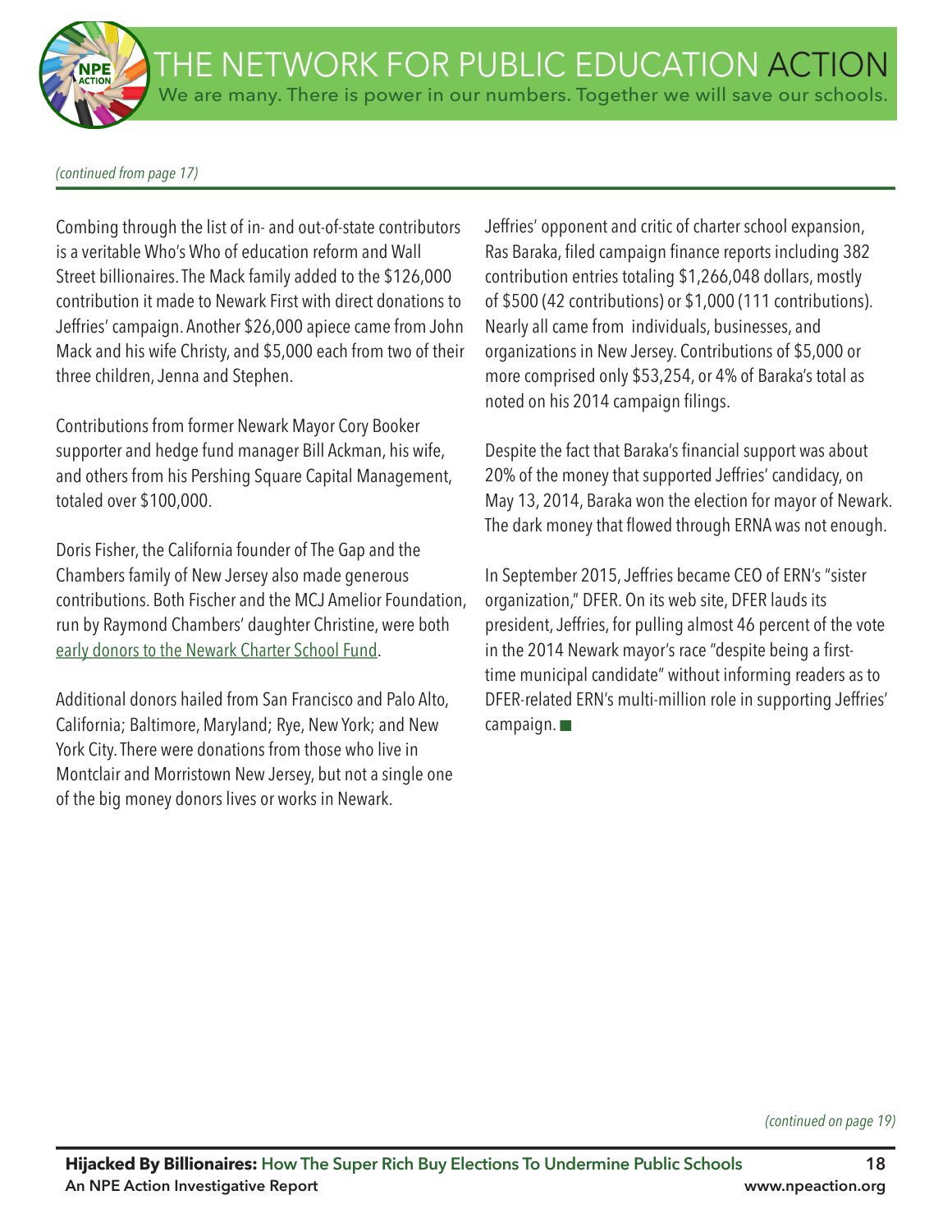*(continued from page 17)*

Combing through the list of in- and out-of-state contributors is a veritable Who's Who of education reform and Wall Street billionaires. The Mack family added to the $126,000 contribution it made to Newark First with direct donations to Jeffries' campaign. Another $26,000 apiece came from John Mack and his wife Christy, and $5,000 each from two of their three children, Jenna and Stephen.

Contributions from former Newark Mayor Cory Booker supporter and hedge fund manager Bill Ackman, his wife, and others from his Pershing Square Capital Management, totaled over $100,000.

Doris Fisher, the California founder of The Gap and the Chambers family of New Jersey also made generous contributions. Both Fischer and the MCJ Amelior Foundation, run by Raymond Chambers' daughter Christine, were both early donors to the Newark Charter School Fund.

Additional donors hailed from San Francisco and Palo Alto, California; Baltimore, Maryland; Rye, New York; and New York City. There were donations from those who live in Montclair and Morristown New Jersey, but not a single one of the big money donors lives or works in Newark.

Jeffries' opponent and critic of charter school expansion, Ras Baraka, filed campaign finance reports including 382 contribution entries totaling $1,266,048 dollars, mostly of $500 (42 contributions) or $1,000 (111 contributions). Nearly all came from individuals, businesses, and organizations in New Jersey. Contributions of $5,000 or more comprised only $53,254, or 4% of Baraka's total as noted on his 2014 campaign filings.

Despite the fact that Baraka's financial support was about 20% of the money that supported Jeffries' candidacy, on May 13, 2014, Baraka won the election for mayor of Newark. The dark money that flowed through ERNA was not enough.

In September 2015, Jeffries became CEO of ERN's "sister organization," DFER. On its web site, DFER lauds its president, Jeffries, for pulling almost 46 percent of the vote in the 2014 Newark mayor's race "despite being a first-time municipal candidate" without informing readers as to DFER-related ERN's multi-million role in supporting Jeffries' campaign. ■

*(continued on page 19)*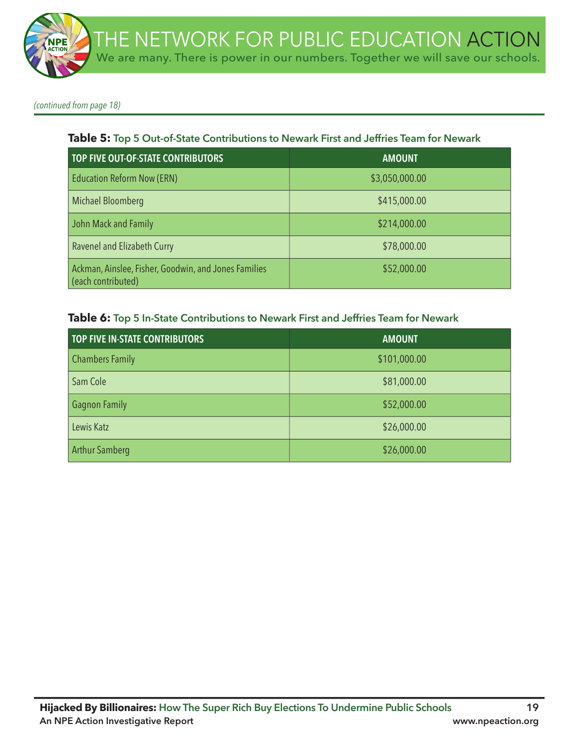*(continued from page 18)*

**Table 5:** Top 5 Out-of-State Contributions to Newark First and Jeffries Team for Newark

| TOP FIVE OUT-OF-STATE CONTRIBUTORS | AMOUNT |
|---|---|
| Education Reform Now (ERN) | $3,050,000.00 |
| Michael Bloomberg | $415,000.00 |
| John Mack and Family | $214,000.00 |
| Ravenel and Elizabeth Curry | $78,000.00 |
| Ackman, Ainslee, Fisher, Goodwin, and Jones Families (each contributed) | $52,000.00 |

**Table 6:** Top 5 In-State Contributions to Newark First and Jeffries Team for Newark

| TOP FIVE IN-STATE CONTRIBUTORS | AMOUNT |
|---|---|
| Chambers Family | $101,000.00 |
| Sam Cole | $81,000.00 |
| Gagnon Family | $52,000.00 |
| Lewis Katz | $26,000.00 |
| Arthur Samberg | $26,000.00 |